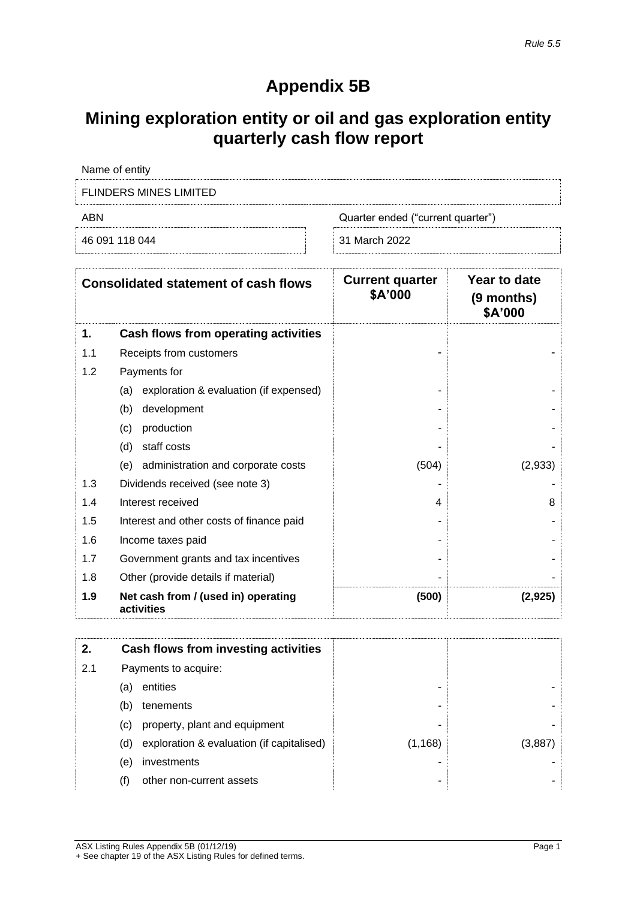*Rule 5.5*

# Appendix 5B

# Mining exploration entity or oil and gas exploration entity quarterly cash flow report

| Name of entity | |
|---|---|
| FLINDERS MINES LIMITED | |
| **ABN** | **Quarter ended ("current quarter")** |
| 46 091 118 044 | 31 March 2022 |

| | Consolidated statement of cash flows | Current quarter $A'000 | Year to date (9 months) $A'000 |
|---|---|---|---|
| **1.** | **Cash flows from operating activities** | | |
| 1.1 | Receipts from customers | - | - |
| 1.2 | Payments for | | |
| | (a) exploration & evaluation (if expensed) | - | - |
| | (b) development | - | - |
| | (c) production | - | - |
| | (d) staff costs | - | - |
| | (e) administration and corporate costs | (504) | (2,933) |
| 1.3 | Dividends received (see note 3) | - | - |
| 1.4 | Interest received | 4 | 8 |
| 1.5 | Interest and other costs of finance paid | - | - |
| 1.6 | Income taxes paid | - | - |
| 1.7 | Government grants and tax incentives | - | - |
| 1.8 | Other (provide details if material) | - | - |
| **1.9** | **Net cash from / (used in) operating activities** | **(500)** | **(2,925)** |

| | | | |
|---|---|---|---|
| **2.** | **Cash flows from investing activities** | | |
| 2.1 | Payments to acquire: | | |
| | (a) entities | - | - |
| | (b) tenements | - | - |
| | (c) property, plant and equipment | - | - |
| | (d) exploration & evaluation (if capitalised) | (1,168) | (3,887) |
| | (e) investments | - | - |
| | (f) other non-current assets | - | - |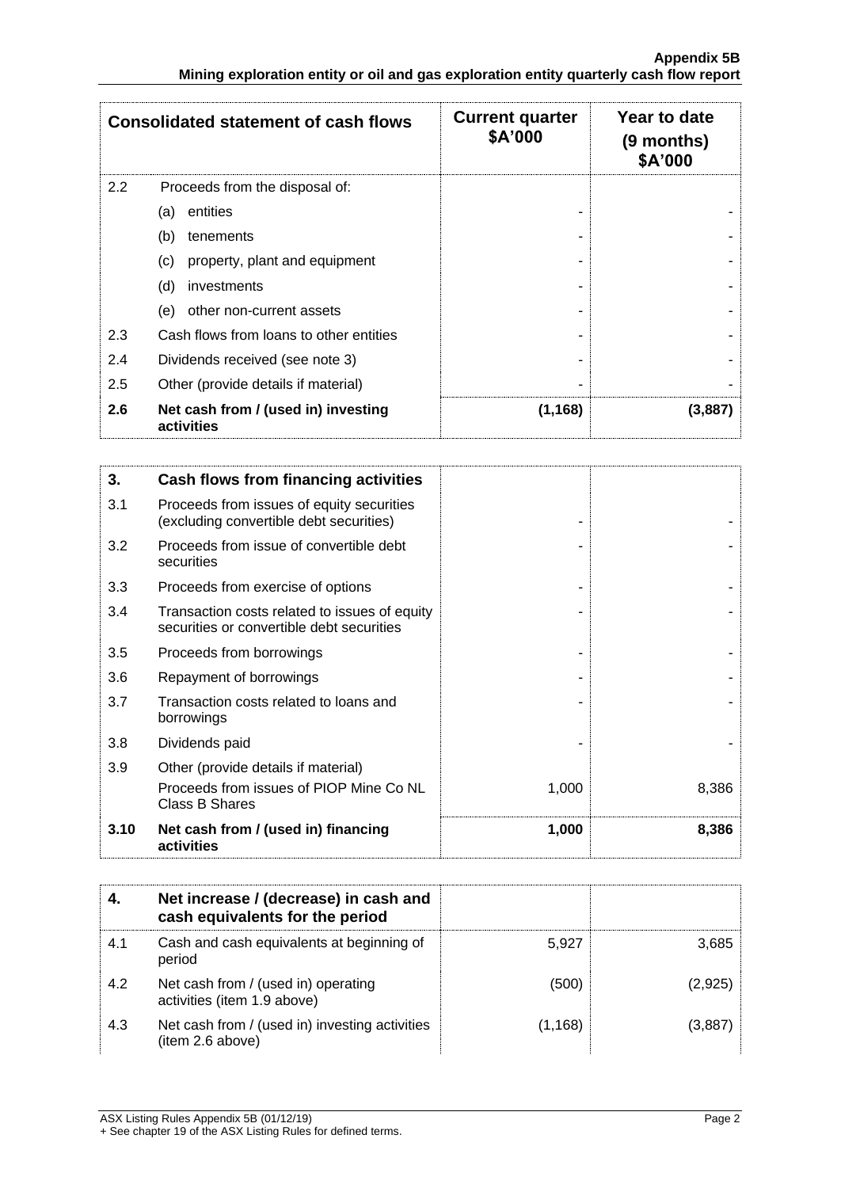| Consolidated statement of cash flows | | Current quarter $A'000 | Year to date (9 months) $A'000 |
|---|---|---|---|
| 2.2 | Proceeds from the disposal of: | | |
| | (a) entities | - | - |
| | (b) tenements | - | - |
| | (c) property, plant and equipment | - | - |
| | (d) investments | - | - |
| | (e) other non-current assets | - | - |
| 2.3 | Cash flows from loans to other entities | - | - |
| 2.4 | Dividends received (see note 3) | - | - |
| 2.5 | Other (provide details if material) | - | - |
| **2.6** | **Net cash from / (used in) investing activities** | **(1,168)** | **(3,887)** |

| | | | |
|---|---|---|---|
| **3.** | **Cash flows from financing activities** | | |
| 3.1 | Proceeds from issues of equity securities (excluding convertible debt securities) | - | - |
| 3.2 | Proceeds from issue of convertible debt securities | - | - |
| 3.3 | Proceeds from exercise of options | - | - |
| 3.4 | Transaction costs related to issues of equity securities or convertible debt securities | - | - |
| 3.5 | Proceeds from borrowings | - | - |
| 3.6 | Repayment of borrowings | - | - |
| 3.7 | Transaction costs related to loans and borrowings | - | - |
| 3.8 | Dividends paid | - | - |
| 3.9 | Other (provide details if material) | | |
| | Proceeds from issues of PIOP Mine Co NL Class B Shares | 1,000 | 8,386 |
| **3.10** | **Net cash from / (used in) financing activities** | **1,000** | **8,386** |

| | | | |
|---|---|---|---|
| **4.** | **Net increase / (decrease) in cash and cash equivalents for the period** | | |
| 4.1 | Cash and cash equivalents at beginning of period | 5,927 | 3,685 |
| 4.2 | Net cash from / (used in) operating activities (item 1.9 above) | (500) | (2,925) |
| 4.3 | Net cash from / (used in) investing activities (item 2.6 above) | (1,168) | (3,887) |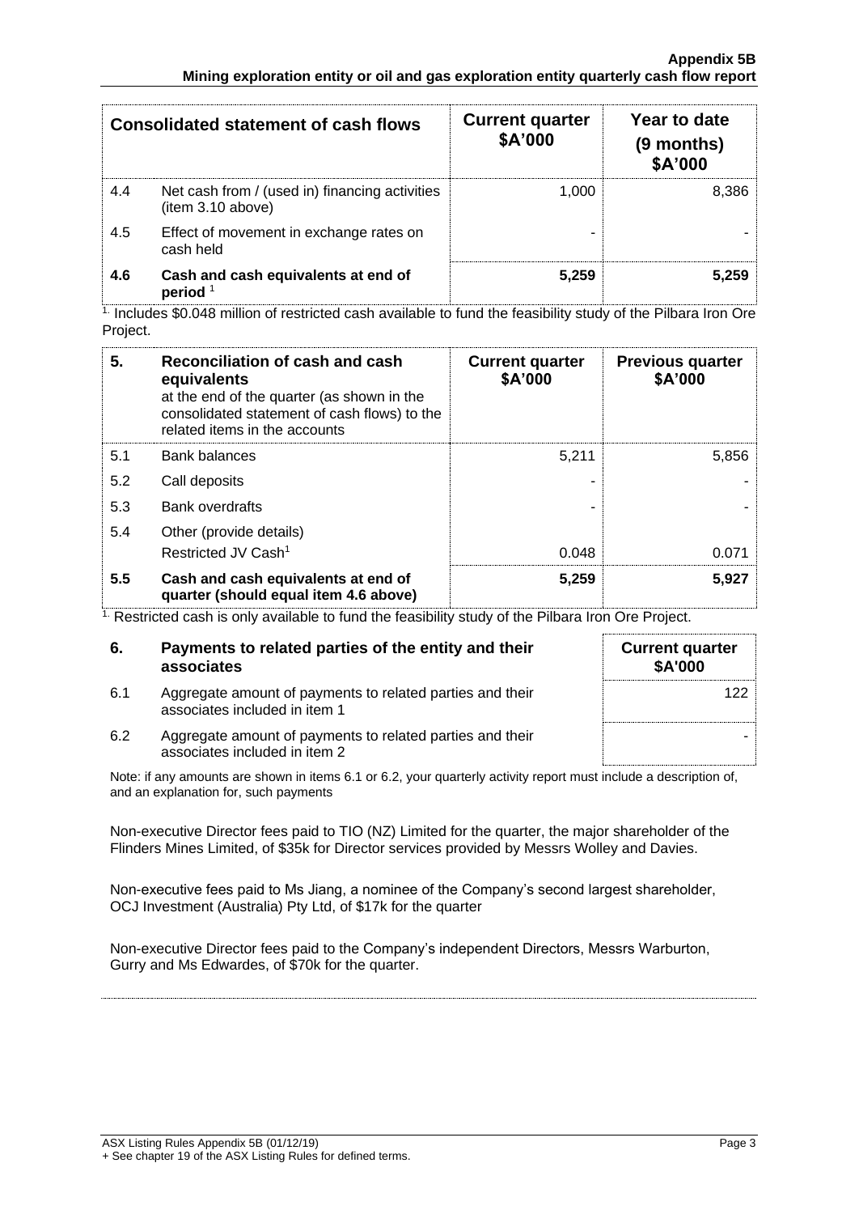| Consolidated statement of cash flows | | Current quarter $A'000 | Year to date (9 months) $A'000 |
|---|---|---|---|
| 4.4 | Net cash from / (used in) financing activities (item 3.10 above) | 1,000 | 8,386 |
| 4.5 | Effect of movement in exchange rates on cash held | - | - |
| **4.6** | **Cash and cash equivalents at end of period** [1] | **5,259** | **5,259** |

[1] Includes $0.048 million of restricted cash available to fund the feasibility study of the Pilbara Iron Ore Project.

| **5.** | **Reconciliation of cash and cash equivalents** at the end of the quarter (as shown in the consolidated statement of cash flows) to the related items in the accounts | **Current quarter $A'000** | **Previous quarter $A'000** |
|---|---|---|---|
| 5.1 | Bank balances | 5,211 | 5,856 |
| 5.2 | Call deposits | - | - |
| 5.3 | Bank overdrafts | - | - |
| 5.4 | Other (provide details) Restricted JV Cash[1] | 0.048 | 0.071 |
| **5.5** | **Cash and cash equivalents at end of quarter (should equal item 4.6 above)** | **5,259** | **5,927** |

[1] Restricted cash is only available to fund the feasibility study of the Pilbara Iron Ore Project.

| **6.** | **Payments to related parties of the entity and their associates** | **Current quarter $A'000** |
|---|---|---|
| 6.1 | Aggregate amount of payments to related parties and their associates included in item 1 | 122 |
| 6.2 | Aggregate amount of payments to related parties and their associates included in item 2 | - |

Note: if any amounts are shown in items 6.1 or 6.2, your quarterly activity report must include a description of, and an explanation for, such payments

Non-executive Director fees paid to TIO (NZ) Limited for the quarter, the major shareholder of the Flinders Mines Limited, of $35k for Director services provided by Messrs Wolley and Davies.

Non-executive fees paid to Ms Jiang, a nominee of the Company's second largest shareholder, OCJ Investment (Australia) Pty Ltd, of $17k for the quarter

Non-executive Director fees paid to the Company's independent Directors, Messrs Warburton, Gurry and Ms Edwardes, of $70k for the quarter.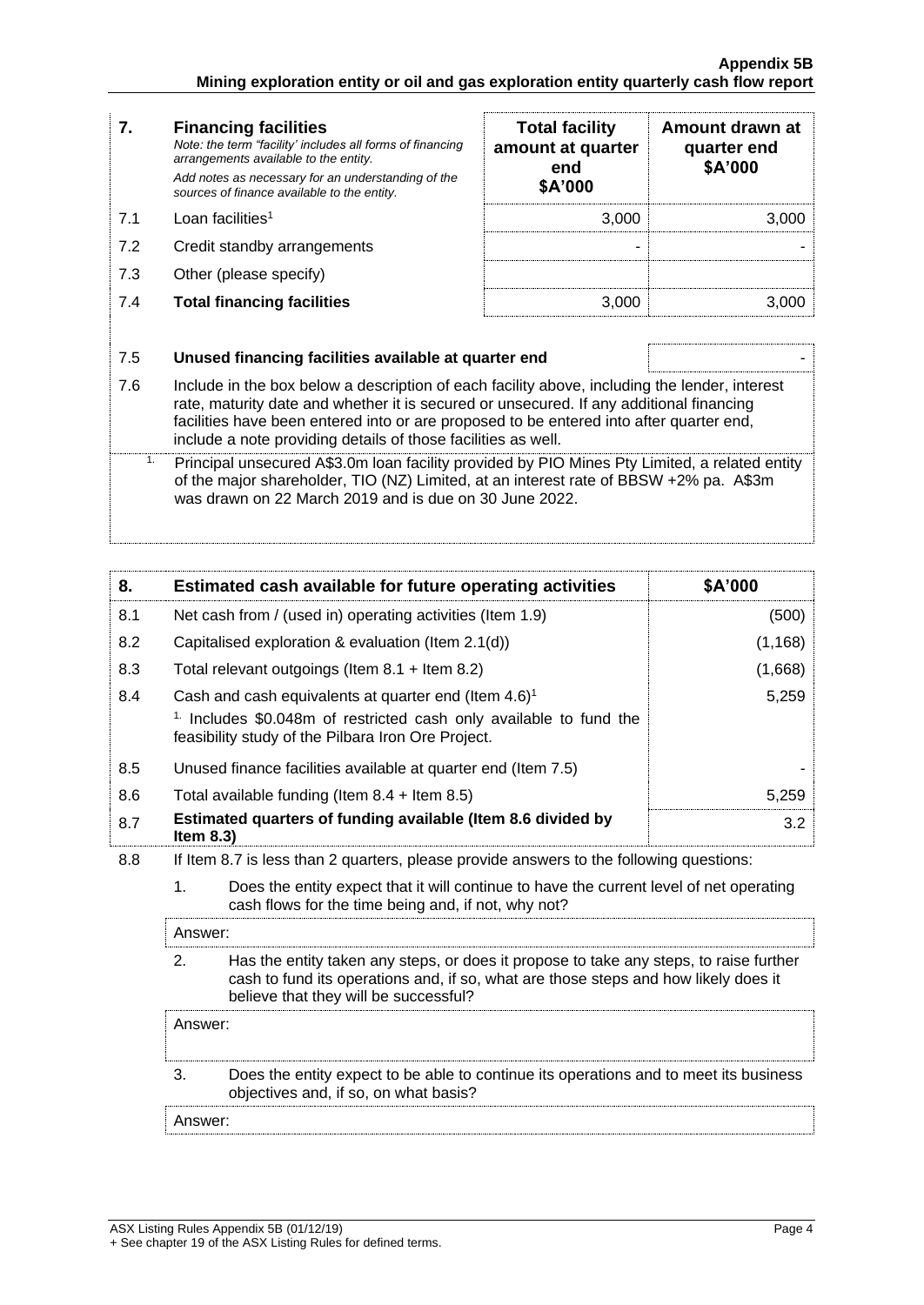| 7. | **Financing facilities**<br>*Note: the term "facility' includes all forms of financing arrangements available to the entity.*<br>*Add notes as necessary for an understanding of the sources of finance available to the entity.* | **Total facility amount at quarter end \$A'000** | **Amount drawn at quarter end \$A'000** |
|---|---|---|---|
| 7.1 | Loan facilities[1] | 3,000 | 3,000 |
| 7.2 | Credit standby arrangements | - | - |
| 7.3 | Other (please specify) | | |
| 7.4 | **Total financing facilities** | 3,000 | 3,000 |

| | | |
|---|---|---|
| 7.5 | **Unused financing facilities available at quarter end** | - |

7.6 Include in the box below a description of each facility above, including the lender, interest rate, maturity date and whether it is secured or unsecured. If any additional financing facilities have been entered into or are proposed to be entered into after quarter end, include a note providing details of those facilities as well.

[1] Principal unsecured A\$3.0m loan facility provided by PIO Mines Pty Limited, a related entity of the major shareholder, TIO (NZ) Limited, at an interest rate of BBSW +2% pa. A\$3m was drawn on 22 March 2019 and is due on 30 June 2022.

| 8. | **Estimated cash available for future operating activities** | **\$A'000** |
|---|---|---|
| 8.1 | Net cash from / (used in) operating activities (Item 1.9) | (500) |
| 8.2 | Capitalised exploration & evaluation (Item 2.1(d)) | (1,168) |
| 8.3 | Total relevant outgoings (Item 8.1 + Item 8.2) | (1,668) |
| 8.4 | Cash and cash equivalents at quarter end (Item 4.6)[1]<br>[1] Includes \$0.048m of restricted cash only available to fund the feasibility study of the Pilbara Iron Ore Project. | 5,259 |
| 8.5 | Unused finance facilities available at quarter end (Item 7.5) | - |
| 8.6 | Total available funding (Item 8.4 + Item 8.5) | 5,259 |
| 8.7 | **Estimated quarters of funding available (Item 8.6 divided by Item 8.3)** | 3.2 |

8.8 If Item 8.7 is less than 2 quarters, please provide answers to the following questions:

1. Does the entity expect that it will continue to have the current level of net operating cash flows for the time being and, if not, why not?

Answer:

2. Has the entity taken any steps, or does it propose to take any steps, to raise further cash to fund its operations and, if so, what are those steps and how likely does it believe that they will be successful?

Answer:

3. Does the entity expect to be able to continue its operations and to meet its business objectives and, if so, on what basis?

Answer: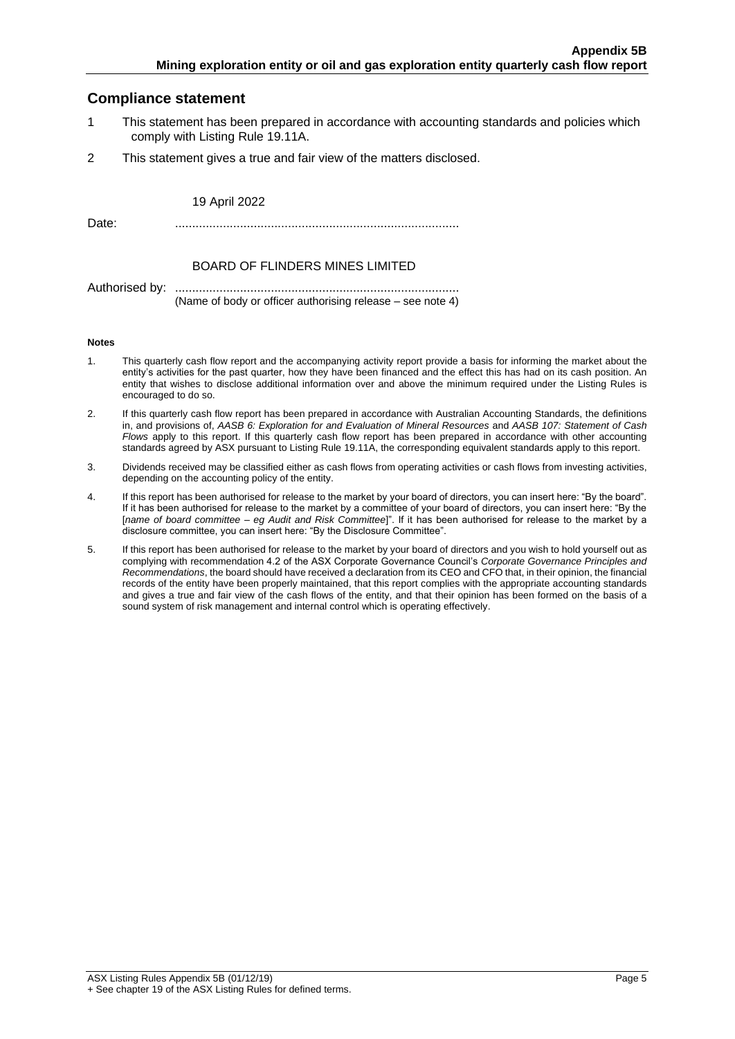## Compliance statement

1 This statement has been prepared in accordance with accounting standards and policies which comply with Listing Rule 19.11A.

2 This statement gives a true and fair view of the matters disclosed.

Date: 19 April 2022

Authorised by: BOARD OF FLINDERS MINES LIMITED
(Name of body or officer authorising release – see note 4)

**Notes**

1. This quarterly cash flow report and the accompanying activity report provide a basis for informing the market about the entity's activities for the past quarter, how they have been financed and the effect this has had on its cash position. An entity that wishes to disclose additional information over and above the minimum required under the Listing Rules is encouraged to do so.

2. If this quarterly cash flow report has been prepared in accordance with Australian Accounting Standards, the definitions in, and provisions of, *AASB 6: Exploration for and Evaluation of Mineral Resources* and *AASB 107: Statement of Cash Flows* apply to this report. If this quarterly cash flow report has been prepared in accordance with other accounting standards agreed by ASX pursuant to Listing Rule 19.11A, the corresponding equivalent standards apply to this report.

3. Dividends received may be classified either as cash flows from operating activities or cash flows from investing activities, depending on the accounting policy of the entity.

4. If this report has been authorised for release to the market by your board of directors, you can insert here: "By the board". If it has been authorised for release to the market by a committee of your board of directors, you can insert here: "By the [*name of board committee – eg Audit and Risk Committee*]". If it has been authorised for release to the market by a disclosure committee, you can insert here: "By the Disclosure Committee".

5. If this report has been authorised for release to the market by your board of directors and you wish to hold yourself out as complying with recommendation 4.2 of the ASX Corporate Governance Council's *Corporate Governance Principles and Recommendations*, the board should have received a declaration from its CEO and CFO that, in their opinion, the financial records of the entity have been properly maintained, that this report complies with the appropriate accounting standards and gives a true and fair view of the cash flows of the entity, and that their opinion has been formed on the basis of a sound system of risk management and internal control which is operating effectively.